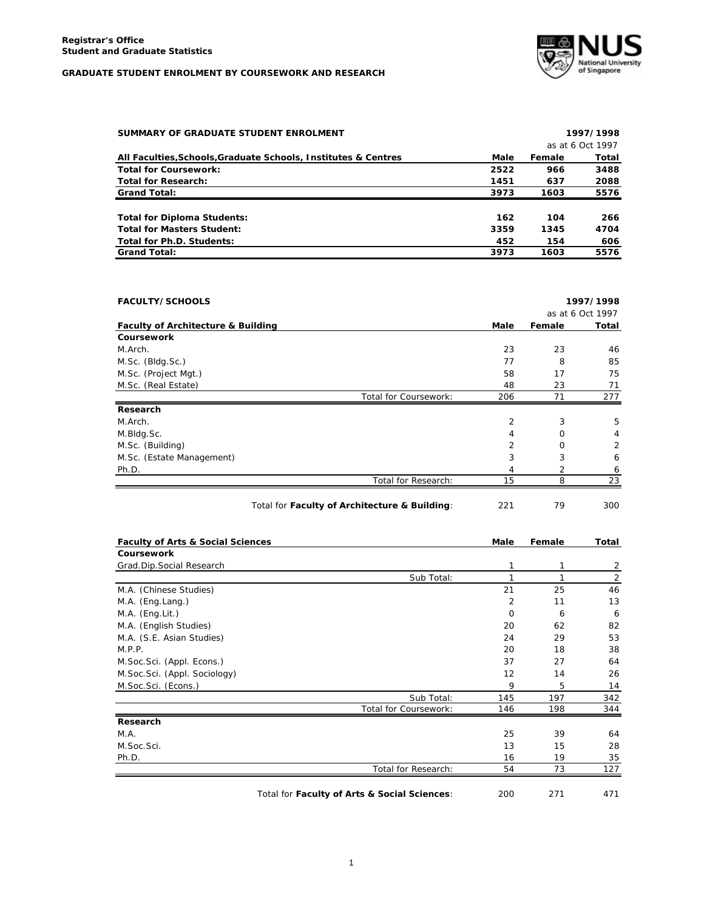**Registrar's Office**
**Student and Graduate Statistics**

**GRADUATE STUDENT ENROLMENT BY COURSEWORK AND RESEARCH**

**SUMMARY OF GRADUATE STUDENT ENROLMENT** — **1997/1998**, as at 6 Oct 1997

| All Faculties,Schools,Graduate Schools, Institutes & Centres | Male | Female | Total |
|---|---|---|---|
| **Total for Coursework:** | **2522** | **966** | **3488** |
| **Total for Research:** | **1451** | **637** | **2088** |
| **Grand Total:** | **3973** | **1603** | **5576** |
| | | | |
| **Total for Diploma Students:** | **162** | **104** | **266** |
| **Total for Masters Student:** | **3359** | **1345** | **4704** |
| **Total for Ph.D. Students:** | **452** | **154** | **606** |
| **Grand Total:** | **3973** | **1603** | **5576** |

**FACULTY/SCHOOLS** — **1997/1998**, as at 6 Oct 1997

| Faculty of Architecture & Building | Male | Female | Total |
|---|---|---|---|
| **Coursework** | | | |
| M.Arch. | 23 | 23 | 46 |
| M.Sc. (Bldg.Sc.) | 77 | 8 | 85 |
| M.Sc. (Project Mgt.) | 58 | 17 | 75 |
| M.Sc. (Real Estate) | 48 | 23 | 71 |
| Total for Coursework: | 206 | 71 | 277 |
| **Research** | | | |
| M.Arch. | 2 | 3 | 5 |
| M.Bldg.Sc. | 4 | 0 | 4 |
| M.Sc. (Building) | 2 | 0 | 2 |
| M.Sc. (Estate Management) | 3 | 3 | 6 |
| Ph.D. | 4 | 2 | 6 |
| Total for Research: | 15 | 8 | 23 |
| Total for **Faculty of Architecture & Building**: | 221 | 79 | 300 |

| Faculty of Arts & Social Sciences | Male | Female | Total |
|---|---|---|---|
| **Coursework** | | | |
| Grad.Dip.Social Research | 1 | 1 | 2 |
| Sub Total: | 1 | 1 | 2 |
| M.A. (Chinese Studies) | 21 | 25 | 46 |
| M.A. (Eng.Lang.) | 2 | 11 | 13 |
| M.A. (Eng.Lit.) | 0 | 6 | 6 |
| M.A. (English Studies) | 20 | 62 | 82 |
| M.A. (S.E. Asian Studies) | 24 | 29 | 53 |
| M.P.P. | 20 | 18 | 38 |
| M.Soc.Sci. (Appl. Econs.) | 37 | 27 | 64 |
| M.Soc.Sci. (Appl. Sociology) | 12 | 14 | 26 |
| M.Soc.Sci. (Econs.) | 9 | 5 | 14 |
| Sub Total: | 145 | 197 | 342 |
| Total for Coursework: | 146 | 198 | 344 |
| **Research** | | | |
| M.A. | 25 | 39 | 64 |
| M.Soc.Sci. | 13 | 15 | 28 |
| Ph.D. | 16 | 19 | 35 |
| Total for Research: | 54 | 73 | 127 |
| Total for **Faculty of Arts & Social Sciences**: | 200 | 271 | 471 |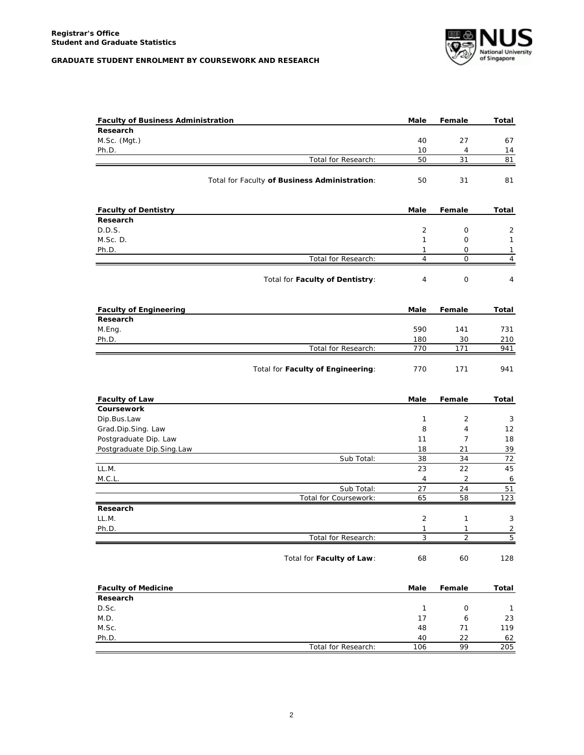**Registrar's Office**
**Student and Graduate Statistics**

**GRADUATE STUDENT ENROLMENT BY COURSEWORK AND RESEARCH**

| **Faculty of Business Administration** | **Male** | **Female** | **Total** |
|---|---|---|---|
| **Research** | | | |
| M.Sc. (Mgt.) | 40 | 27 | 67 |
| Ph.D. | 10 | 4 | 14 |
| Total for Research: | 50 | 31 | 81 |
| Total for Faculty **of Business Administration**: | 50 | 31 | 81 |

| **Faculty of Dentistry** | **Male** | **Female** | **Total** |
|---|---|---|---|
| **Research** | | | |
| D.D.S. | 2 | 0 | 2 |
| M.Sc. D. | 1 | 0 | 1 |
| Ph.D. | 1 | 0 | 1 |
| Total for Research: | 4 | 0 | 4 |
| Total for **Faculty of Dentistry**: | 4 | 0 | 4 |

| **Faculty of Engineering** | **Male** | **Female** | **Total** |
|---|---|---|---|
| **Research** | | | |
| M.Eng. | 590 | 141 | 731 |
| Ph.D. | 180 | 30 | 210 |
| Total for Research: | 770 | 171 | 941 |
| Total for **Faculty of Engineering**: | 770 | 171 | 941 |

| **Faculty of Law** | **Male** | **Female** | **Total** |
|---|---|---|---|
| **Coursework** | | | |
| Dip.Bus.Law | 1 | 2 | 3 |
| Grad.Dip.Sing. Law | 8 | 4 | 12 |
| Postgraduate Dip. Law | 11 | 7 | 18 |
| Postgraduate Dip.Sing.Law | 18 | 21 | 39 |
| Sub Total: | 38 | 34 | 72 |
| LL.M. | 23 | 22 | 45 |
| M.C.L. | 4 | 2 | 6 |
| Sub Total: | 27 | 24 | 51 |
| Total for Coursework: | 65 | 58 | 123 |
| **Research** | | | |
| LL.M. | 2 | 1 | 3 |
| Ph.D. | 1 | 1 | 2 |
| Total for Research: | 3 | 2 | 5 |
| Total for **Faculty of Law**: | 68 | 60 | 128 |

| **Faculty of Medicine** | **Male** | **Female** | **Total** |
|---|---|---|---|
| **Research** | | | |
| D.Sc. | 1 | 0 | 1 |
| M.D. | 17 | 6 | 23 |
| M.Sc. | 48 | 71 | 119 |
| Ph.D. | 40 | 22 | 62 |
| Total for Research: | 106 | 99 | 205 |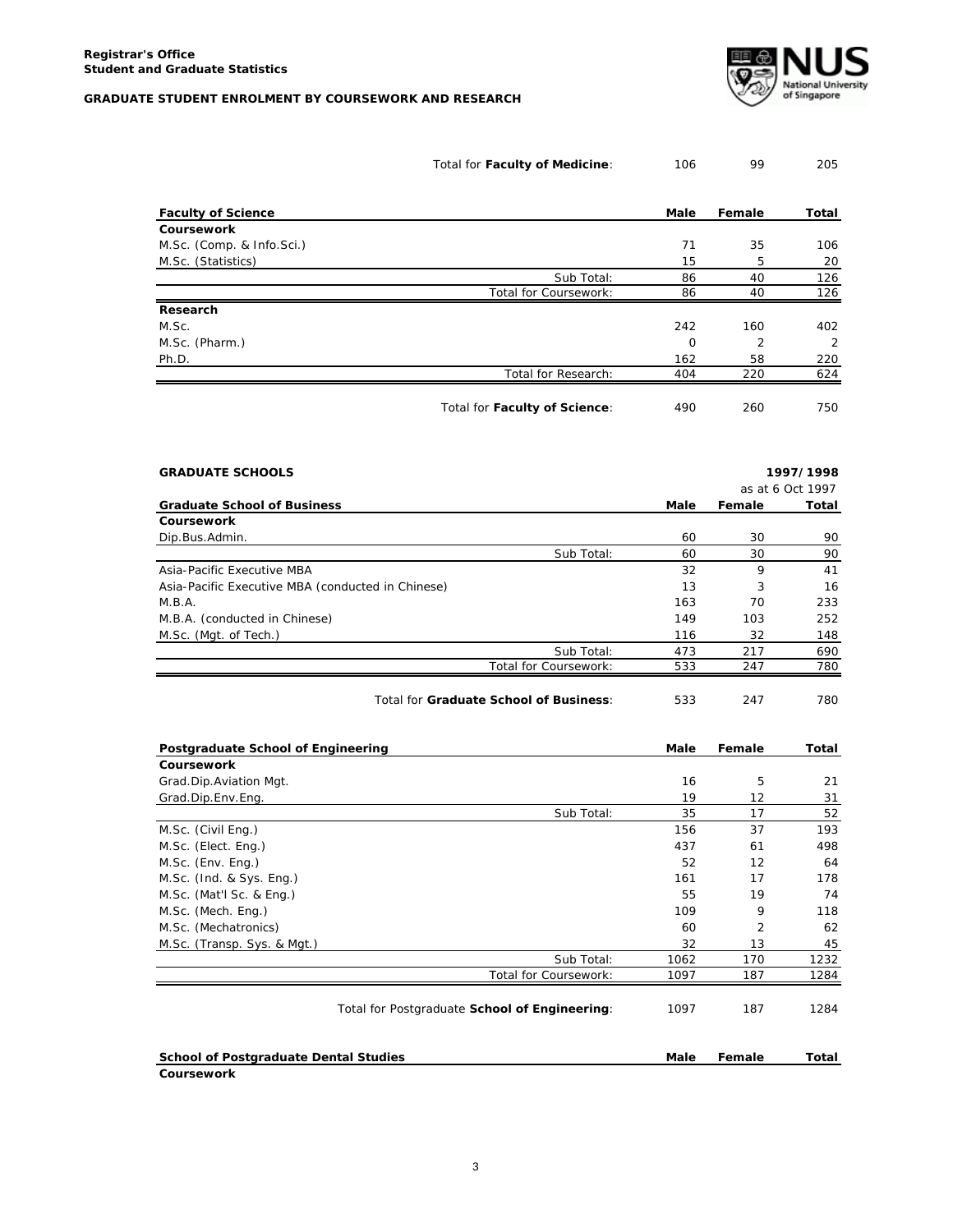| | Male | Female | Total |
|---|---|---|---|
| Total for **Faculty of Medicine**: | 106 | 99 | 205 |

| **Faculty of Science** | **Male** | **Female** | **Total** |
|---|---|---|---|
| **Coursework** | | | |
| M.Sc. (Comp. & Info.Sci.) | 71 | 35 | 106 |
| M.Sc. (Statistics) | 15 | 5 | 20 |
| Sub Total: | 86 | 40 | 126 |
| Total for Coursework: | 86 | 40 | 126 |
| **Research** | | | |
| M.Sc. | 242 | 160 | 402 |
| M.Sc. (Pharm.) | 0 | 2 | 2 |
| Ph.D. | 162 | 58 | 220 |
| Total for Research: | 404 | 220 | 624 |
| Total for **Faculty of Science**: | 490 | 260 | 750 |

**GRADUATE SCHOOLS** — **1997/1998**, as at 6 Oct 1997

| **Graduate School of Business** | **Male** | **Female** | **Total** |
|---|---|---|---|
| **Coursework** | | | |
| Dip.Bus.Admin. | 60 | 30 | 90 |
| Sub Total: | 60 | 30 | 90 |
| Asia-Pacific Executive MBA | 32 | 9 | 41 |
| Asia-Pacific Executive MBA (conducted in Chinese) | 13 | 3 | 16 |
| M.B.A. | 163 | 70 | 233 |
| M.B.A. (conducted in Chinese) | 149 | 103 | 252 |
| M.Sc. (Mgt. of Tech.) | 116 | 32 | 148 |
| Sub Total: | 473 | 217 | 690 |
| Total for Coursework: | 533 | 247 | 780 |
| Total for **Graduate School of Business**: | 533 | 247 | 780 |

| **Postgraduate School of Engineering** | **Male** | **Female** | **Total** |
|---|---|---|---|
| **Coursework** | | | |
| Grad.Dip.Aviation Mgt. | 16 | 5 | 21 |
| Grad.Dip.Env.Eng. | 19 | 12 | 31 |
| Sub Total: | 35 | 17 | 52 |
| M.Sc. (Civil Eng.) | 156 | 37 | 193 |
| M.Sc. (Elect. Eng.) | 437 | 61 | 498 |
| M.Sc. (Env. Eng.) | 52 | 12 | 64 |
| M.Sc. (Ind. & Sys. Eng.) | 161 | 17 | 178 |
| M.Sc. (Mat'l Sc. & Eng.) | 55 | 19 | 74 |
| M.Sc. (Mech. Eng.) | 109 | 9 | 118 |
| M.Sc. (Mechatronics) | 60 | 2 | 62 |
| M.Sc. (Transp. Sys. & Mgt.) | 32 | 13 | 45 |
| Sub Total: | 1062 | 170 | 1232 |
| Total for Coursework: | 1097 | 187 | 1284 |
| Total for Postgraduate **School of Engineering**: | 1097 | 187 | 1284 |

| **School of Postgraduate Dental Studies** | **Male** | **Female** | **Total** |
|---|---|---|---|
| **Coursework** | | | |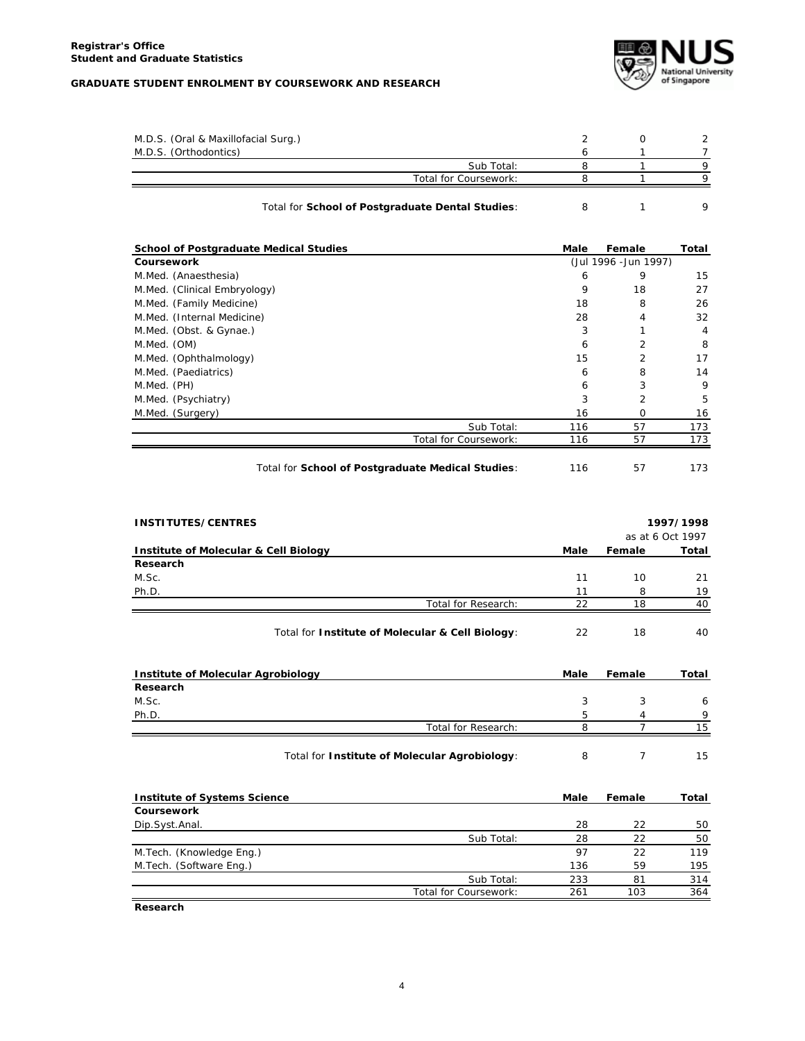| | Male | Female | Total |
|---|---|---|---|
| M.D.S. (Oral & Maxillofacial Surg.) | 2 | 0 | 2 |
| M.D.S. (Orthodontics) | 6 | 1 | 7 |
| Sub Total: | 8 | 1 | 9 |
| Total for Coursework: | 8 | 1 | 9 |
| Total for **School of Postgraduate Dental Studies**: | 8 | 1 | 9 |

| School of Postgraduate Medical Studies | Male | Female | Total |
|---|---|---|---|
| **Coursework** | (Jul 1996 -Jun 1997) | | |
| M.Med. (Anaesthesia) | 6 | 9 | 15 |
| M.Med. (Clinical Embryology) | 9 | 18 | 27 |
| M.Med. (Family Medicine) | 18 | 8 | 26 |
| M.Med. (Internal Medicine) | 28 | 4 | 32 |
| M.Med. (Obst. & Gynae.) | 3 | 1 | 4 |
| M.Med. (OM) | 6 | 2 | 8 |
| M.Med. (Ophthalmology) | 15 | 2 | 17 |
| M.Med. (Paediatrics) | 6 | 8 | 14 |
| M.Med. (PH) | 6 | 3 | 9 |
| M.Med. (Psychiatry) | 3 | 2 | 5 |
| M.Med. (Surgery) | 16 | 0 | 16 |
| Sub Total: | 116 | 57 | 173 |
| Total for Coursework: | 116 | 57 | 173 |
| Total for **School of Postgraduate Medical Studies**: | 116 | 57 | 173 |

## INSTITUTES/CENTRES

**1997/1998**
as at 6 Oct 1997

| Institute of Molecular & Cell Biology | Male | Female | Total |
|---|---|---|---|
| **Research** | | | |
| M.Sc. | 11 | 10 | 21 |
| Ph.D. | 11 | 8 | 19 |
| Total for Research: | 22 | 18 | 40 |
| Total for **Institute of Molecular & Cell Biology**: | 22 | 18 | 40 |

| Institute of Molecular Agrobiology | Male | Female | Total |
|---|---|---|---|
| **Research** | | | |
| M.Sc. | 3 | 3 | 6 |
| Ph.D. | 5 | 4 | 9 |
| Total for Research: | 8 | 7 | 15 |
| Total for **Institute of Molecular Agrobiology**: | 8 | 7 | 15 |

| Institute of Systems Science | Male | Female | Total |
|---|---|---|---|
| **Coursework** | | | |
| Dip.Syst.Anal. | 28 | 22 | 50 |
| Sub Total: | 28 | 22 | 50 |
| M.Tech. (Knowledge Eng.) | 97 | 22 | 119 |
| M.Tech. (Software Eng.) | 136 | 59 | 195 |
| Sub Total: | 233 | 81 | 314 |
| Total for Coursework: | 261 | 103 | 364 |
| **Research** | | | |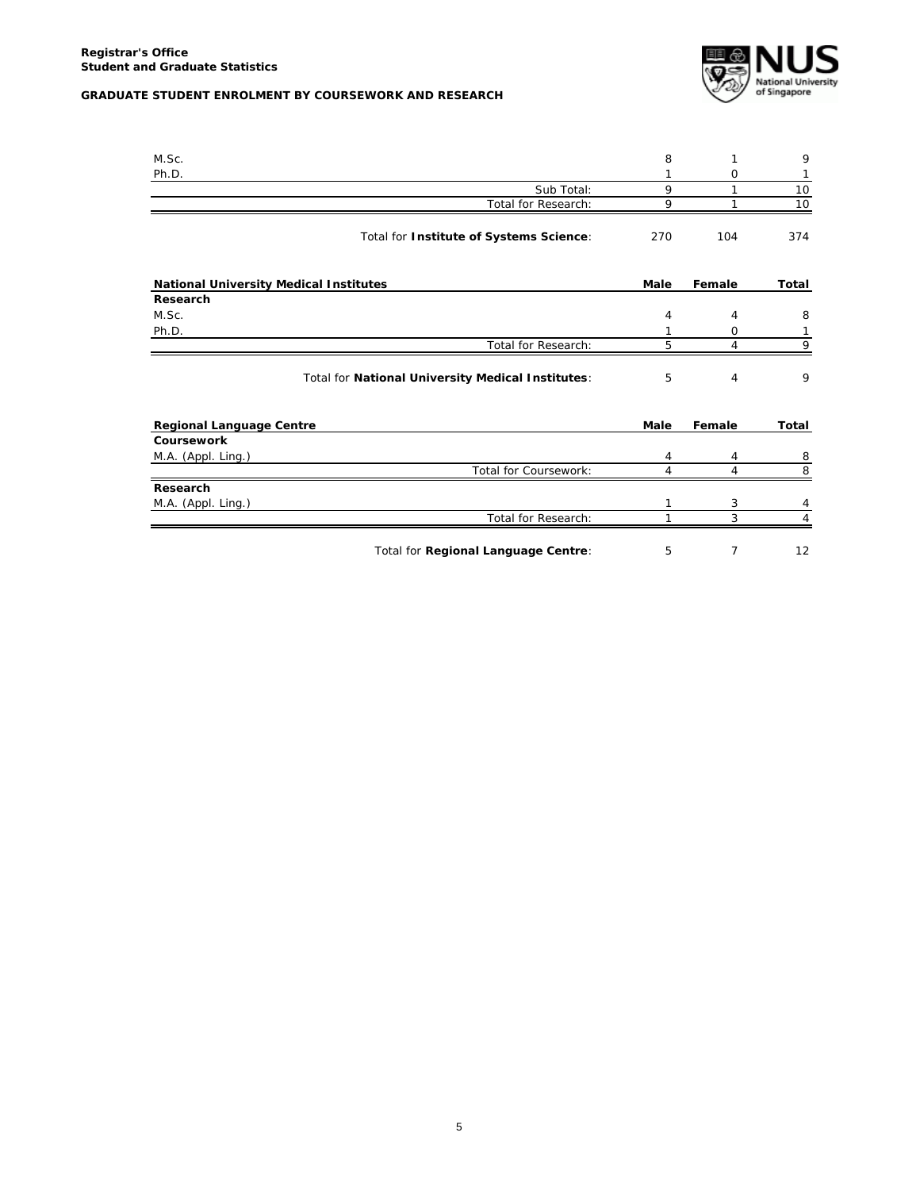**Registrar's Office**
**Student and Graduate Statistics**

**GRADUATE STUDENT ENROLMENT BY COURSEWORK AND RESEARCH**

| | Male | Female | Total |
|---|---|---|---|
| M.Sc. | 8 | 1 | 9 |
| Ph.D. | 1 | 0 | 1 |
| Sub Total: | 9 | 1 | 10 |
| Total for Research: | 9 | 1 | 10 |
| Total for **Institute of Systems Science**: | 270 | 104 | 374 |

| **National University Medical Institutes** | **Male** | **Female** | **Total** |
|---|---|---|---|
| **Research** | | | |
| M.Sc. | 4 | 4 | 8 |
| Ph.D. | 1 | 0 | 1 |
| Total for Research: | 5 | 4 | 9 |
| Total for **National University Medical Institutes**: | 5 | 4 | 9 |

| **Regional Language Centre** | **Male** | **Female** | **Total** |
|---|---|---|---|
| **Coursework** | | | |
| M.A. (Appl. Ling.) | 4 | 4 | 8 |
| Total for Coursework: | 4 | 4 | 8 |
| **Research** | | | |
| M.A. (Appl. Ling.) | 1 | 3 | 4 |
| Total for Research: | 1 | 3 | 4 |
| Total for **Regional Language Centre**: | 5 | 7 | 12 |